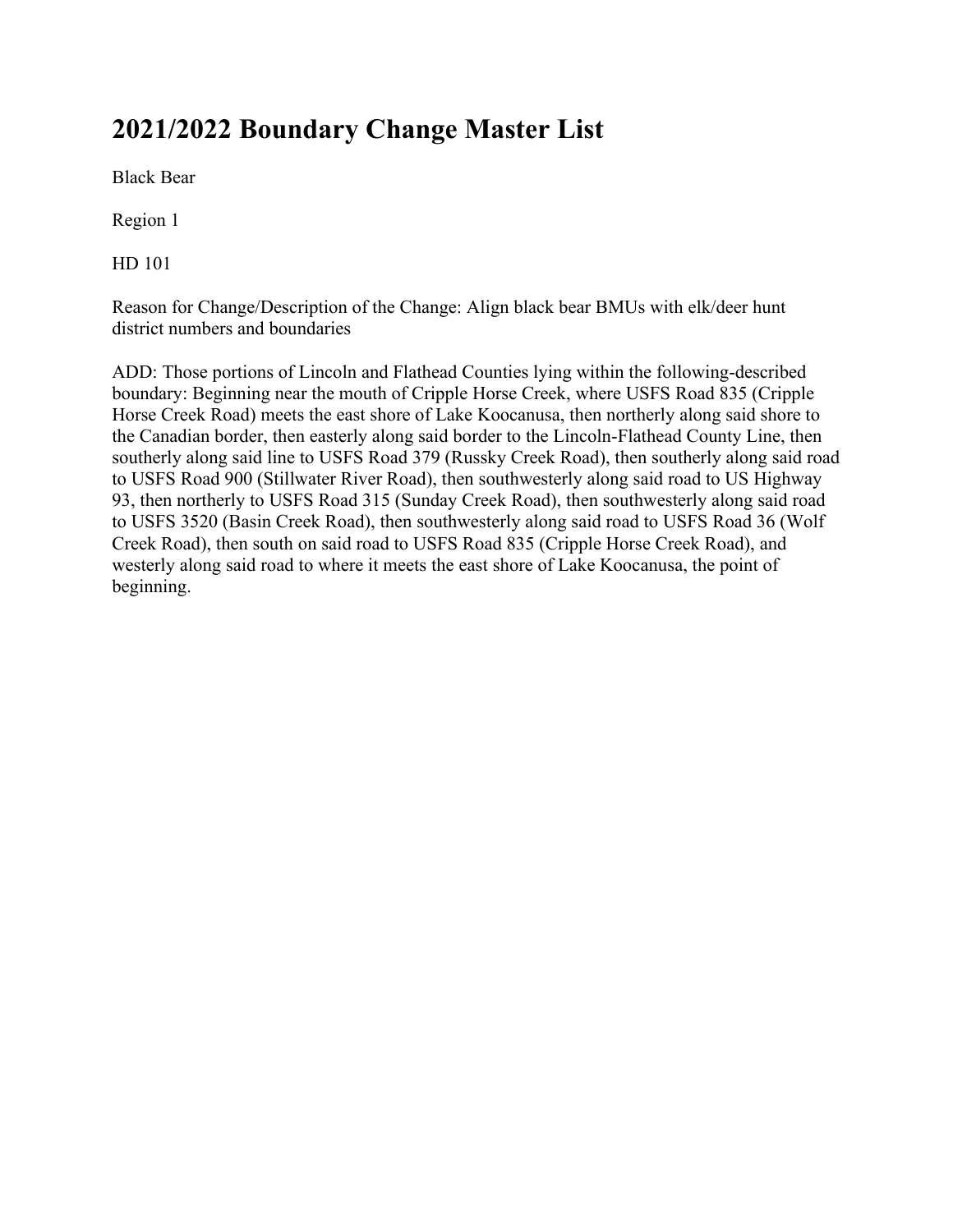# 2021/2022 Boundary Change Master List

Black Bear

Region 1

HD 101

Reason for Change/Description of the Change: Align black bear BMUs with elk/deer hunt district numbers and boundaries

ADD: Those portions of Lincoln and Flathead Counties lying within the following-described boundary: Beginning near the mouth of Cripple Horse Creek, where USFS Road 835 (Cripple Horse Creek Road) meets the east shore of Lake Koocanusa, then northerly along said shore to the Canadian border, then easterly along said border to the Lincoln-Flathead County Line, then southerly along said line to USFS Road 379 (Russky Creek Road), then southerly along said road to USFS Road 900 (Stillwater River Road), then southwesterly along said road to US Highway 93, then northerly to USFS Road 315 (Sunday Creek Road), then southwesterly along said road to USFS 3520 (Basin Creek Road), then southwesterly along said road to USFS Road 36 (Wolf Creek Road), then south on said road to USFS Road 835 (Cripple Horse Creek Road), and westerly along said road to where it meets the east shore of Lake Koocanusa, the point of beginning.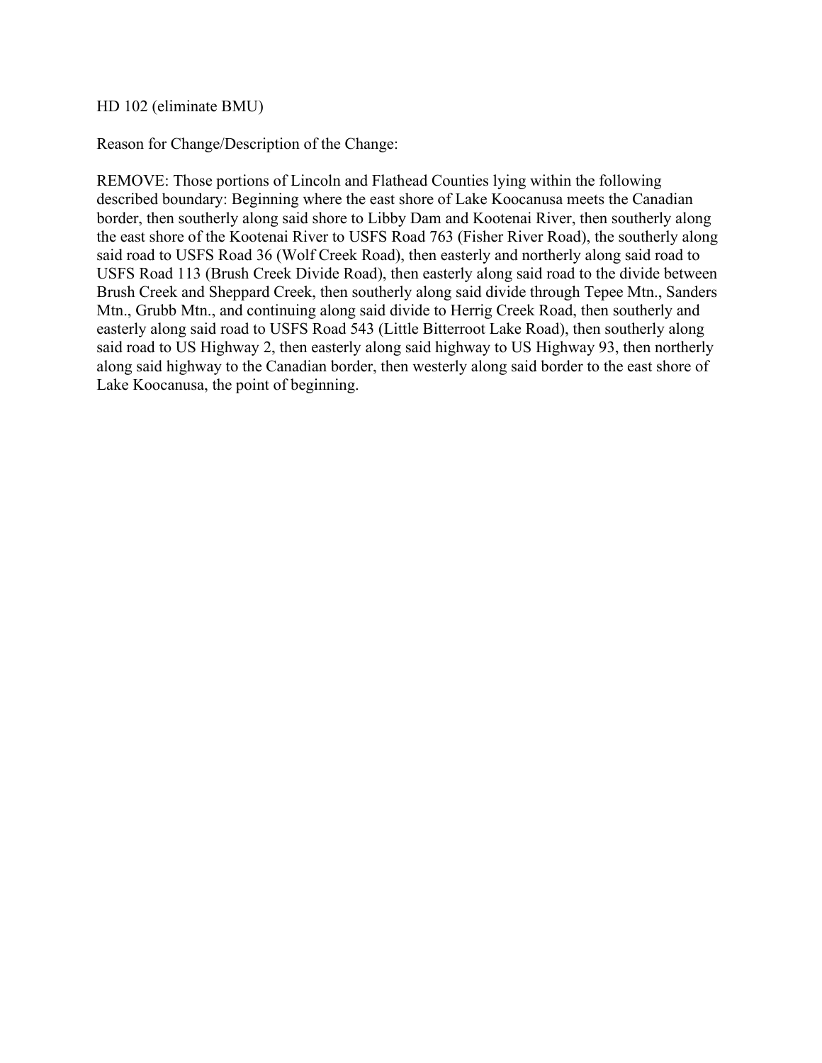HD 102 (eliminate BMU)

Reason for Change/Description of the Change:

REMOVE: Those portions of Lincoln and Flathead Counties lying within the following described boundary: Beginning where the east shore of Lake Koocanusa meets the Canadian border, then southerly along said shore to Libby Dam and Kootenai River, then southerly along the east shore of the Kootenai River to USFS Road 763 (Fisher River Road), the southerly along said road to USFS Road 36 (Wolf Creek Road), then easterly and northerly along said road to USFS Road 113 (Brush Creek Divide Road), then easterly along said road to the divide between Brush Creek and Sheppard Creek, then southerly along said divide through Tepee Mtn., Sanders Mtn., Grubb Mtn., and continuing along said divide to Herrig Creek Road, then southerly and easterly along said road to USFS Road 543 (Little Bitterroot Lake Road), then southerly along said road to US Highway 2, then easterly along said highway to US Highway 93, then northerly along said highway to the Canadian border, then westerly along said border to the east shore of Lake Koocanusa, the point of beginning.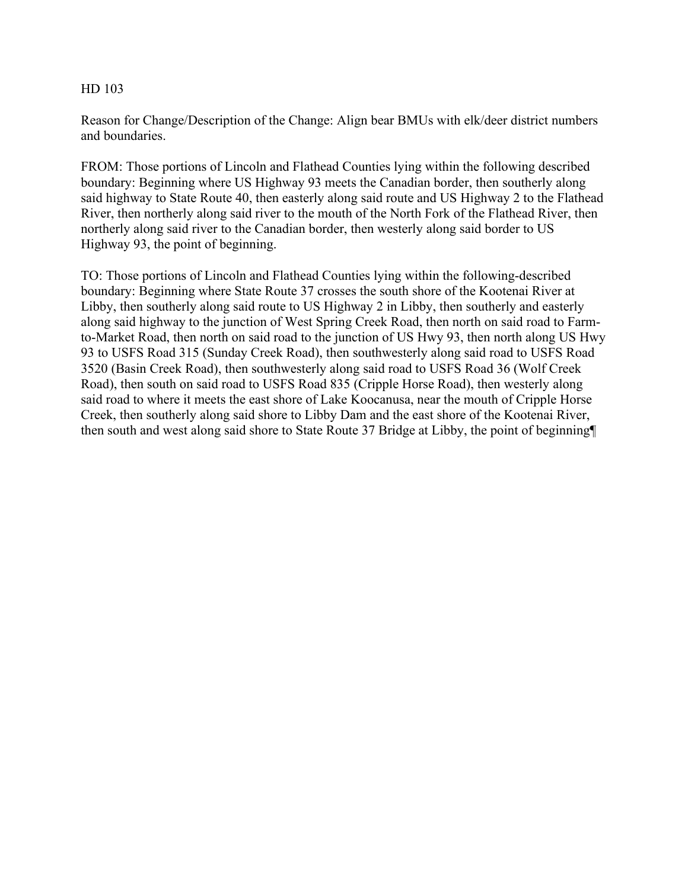HD 103

Reason for Change/Description of the Change: Align bear BMUs with elk/deer district numbers and boundaries.

FROM: Those portions of Lincoln and Flathead Counties lying within the following described boundary: Beginning where US Highway 93 meets the Canadian border, then southerly along said highway to State Route 40, then easterly along said route and US Highway 2 to the Flathead River, then northerly along said river to the mouth of the North Fork of the Flathead River, then northerly along said river to the Canadian border, then westerly along said border to US Highway 93, the point of beginning.

TO: Those portions of Lincoln and Flathead Counties lying within the following-described boundary: Beginning where State Route 37 crosses the south shore of the Kootenai River at Libby, then southerly along said route to US Highway 2 in Libby, then southerly and easterly along said highway to the junction of West Spring Creek Road, then north on said road to Farm-to-Market Road, then north on said road to the junction of US Hwy 93, then north along US Hwy 93 to USFS Road 315 (Sunday Creek Road), then southwesterly along said road to USFS Road 3520 (Basin Creek Road), then southwesterly along said road to USFS Road 36 (Wolf Creek Road), then south on said road to USFS Road 835 (Cripple Horse Road), then westerly along said road to where it meets the east shore of Lake Koocanusa, near the mouth of Cripple Horse Creek, then southerly along said shore to Libby Dam and the east shore of the Kootenai River, then south and west along said shore to State Route 37 Bridge at Libby, the point of beginning¶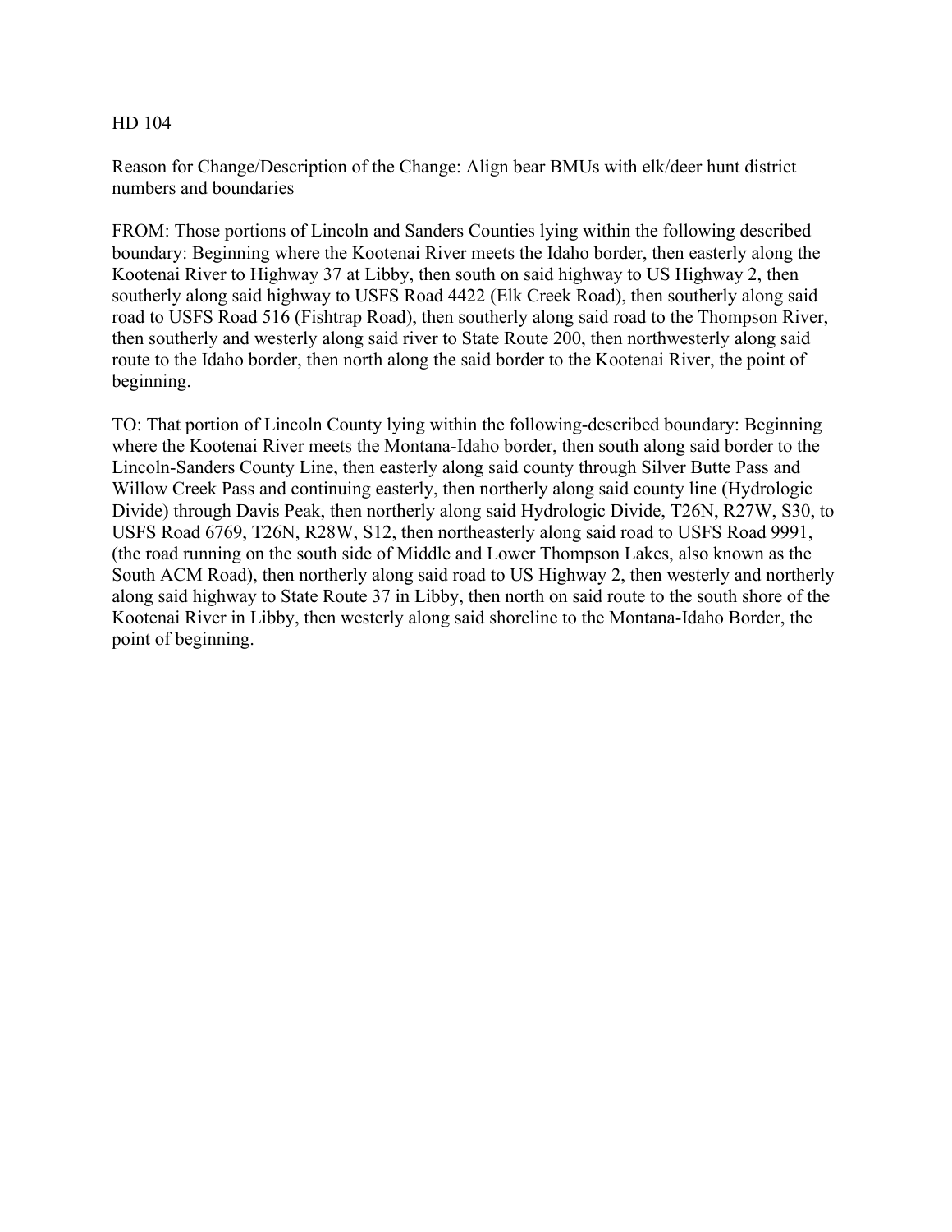HD 104

Reason for Change/Description of the Change: Align bear BMUs with elk/deer hunt district numbers and boundaries

FROM: Those portions of Lincoln and Sanders Counties lying within the following described boundary: Beginning where the Kootenai River meets the Idaho border, then easterly along the Kootenai River to Highway 37 at Libby, then south on said highway to US Highway 2, then southerly along said highway to USFS Road 4422 (Elk Creek Road), then southerly along said road to USFS Road 516 (Fishtrap Road), then southerly along said road to the Thompson River, then southerly and westerly along said river to State Route 200, then northwesterly along said route to the Idaho border, then north along the said border to the Kootenai River, the point of beginning.

TO: That portion of Lincoln County lying within the following-described boundary: Beginning where the Kootenai River meets the Montana-Idaho border, then south along said border to the Lincoln-Sanders County Line, then easterly along said county through Silver Butte Pass and Willow Creek Pass and continuing easterly, then northerly along said county line (Hydrologic Divide) through Davis Peak, then northerly along said Hydrologic Divide, T26N, R27W, S30, to USFS Road 6769, T26N, R28W, S12, then northeasterly along said road to USFS Road 9991, (the road running on the south side of Middle and Lower Thompson Lakes, also known as the South ACM Road), then northerly along said road to US Highway 2, then westerly and northerly along said highway to State Route 37 in Libby, then north on said route to the south shore of the Kootenai River in Libby, then westerly along said shoreline to the Montana-Idaho Border, the point of beginning.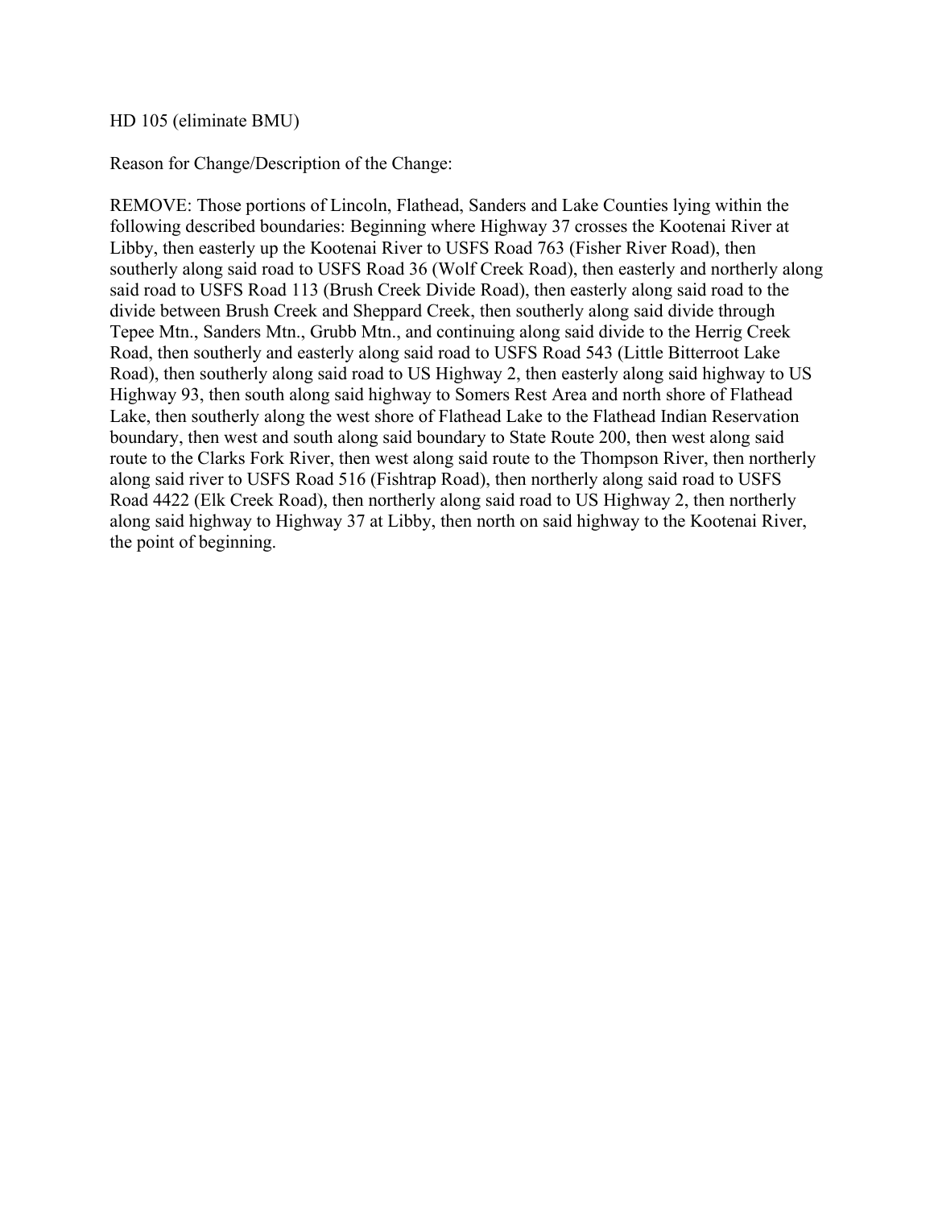HD 105 (eliminate BMU)

Reason for Change/Description of the Change:

REMOVE: Those portions of Lincoln, Flathead, Sanders and Lake Counties lying within the following described boundaries: Beginning where Highway 37 crosses the Kootenai River at Libby, then easterly up the Kootenai River to USFS Road 763 (Fisher River Road), then southerly along said road to USFS Road 36 (Wolf Creek Road), then easterly and northerly along said road to USFS Road 113 (Brush Creek Divide Road), then easterly along said road to the divide between Brush Creek and Sheppard Creek, then southerly along said divide through Tepee Mtn., Sanders Mtn., Grubb Mtn., and continuing along said divide to the Herrig Creek Road, then southerly and easterly along said road to USFS Road 543 (Little Bitterroot Lake Road), then southerly along said road to US Highway 2, then easterly along said highway to US Highway 93, then south along said highway to Somers Rest Area and north shore of Flathead Lake, then southerly along the west shore of Flathead Lake to the Flathead Indian Reservation boundary, then west and south along said boundary to State Route 200, then west along said route to the Clarks Fork River, then west along said route to the Thompson River, then northerly along said river to USFS Road 516 (Fishtrap Road), then northerly along said road to USFS Road 4422 (Elk Creek Road), then northerly along said road to US Highway 2, then northerly along said highway to Highway 37 at Libby, then north on said highway to the Kootenai River, the point of beginning.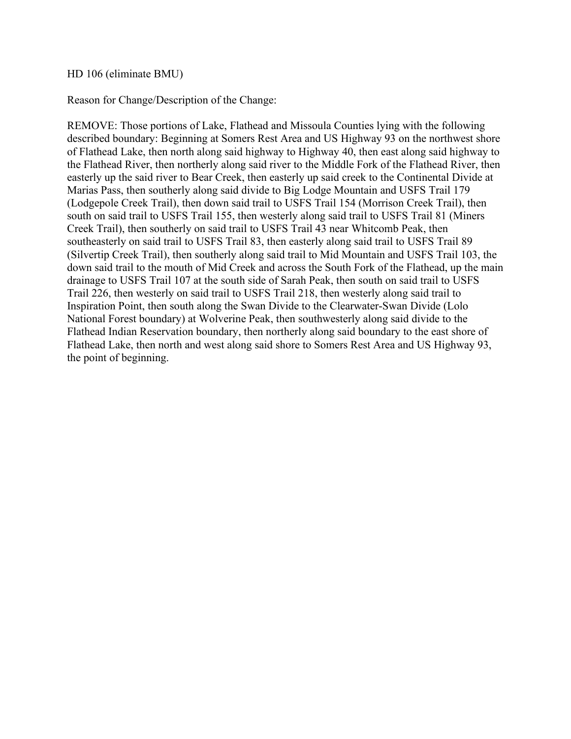HD 106 (eliminate BMU)

Reason for Change/Description of the Change:

REMOVE: Those portions of Lake, Flathead and Missoula Counties lying with the following described boundary: Beginning at Somers Rest Area and US Highway 93 on the northwest shore of Flathead Lake, then north along said highway to Highway 40, then east along said highway to the Flathead River, then northerly along said river to the Middle Fork of the Flathead River, then easterly up the said river to Bear Creek, then easterly up said creek to the Continental Divide at Marias Pass, then southerly along said divide to Big Lodge Mountain and USFS Trail 179 (Lodgepole Creek Trail), then down said trail to USFS Trail 154 (Morrison Creek Trail), then south on said trail to USFS Trail 155, then westerly along said trail to USFS Trail 81 (Miners Creek Trail), then southerly on said trail to USFS Trail 43 near Whitcomb Peak, then southeasterly on said trail to USFS Trail 83, then easterly along said trail to USFS Trail 89 (Silvertip Creek Trail), then southerly along said trail to Mid Mountain and USFS Trail 103, the down said trail to the mouth of Mid Creek and across the South Fork of the Flathead, up the main drainage to USFS Trail 107 at the south side of Sarah Peak, then south on said trail to USFS Trail 226, then westerly on said trail to USFS Trail 218, then westerly along said trail to Inspiration Point, then south along the Swan Divide to the Clearwater-Swan Divide (Lolo National Forest boundary) at Wolverine Peak, then southwesterly along said divide to the Flathead Indian Reservation boundary, then northerly along said boundary to the east shore of Flathead Lake, then north and west along said shore to Somers Rest Area and US Highway 93, the point of beginning.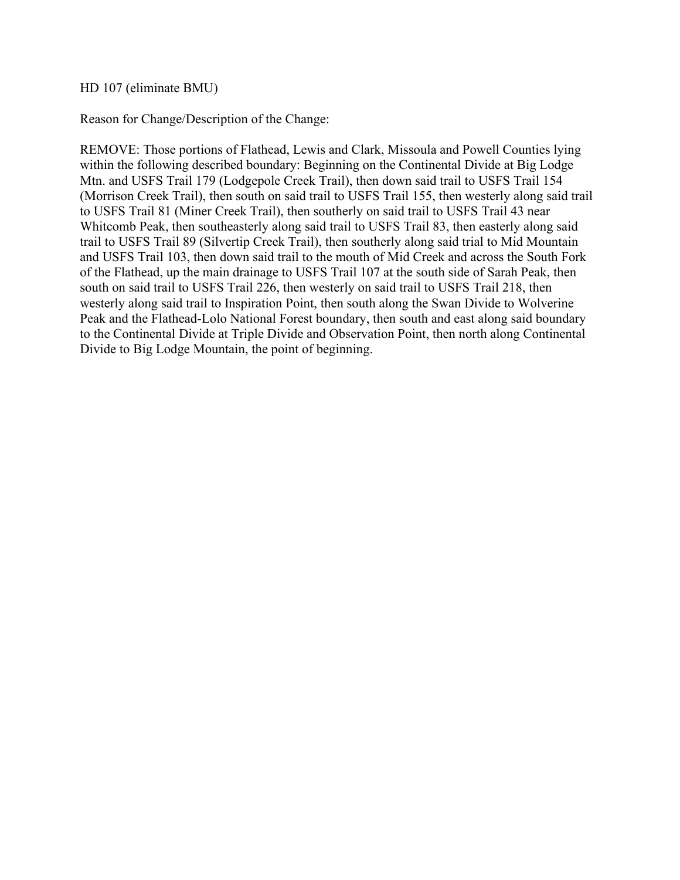HD 107 (eliminate BMU)

Reason for Change/Description of the Change:

REMOVE: Those portions of Flathead, Lewis and Clark, Missoula and Powell Counties lying within the following described boundary: Beginning on the Continental Divide at Big Lodge Mtn. and USFS Trail 179 (Lodgepole Creek Trail), then down said trail to USFS Trail 154 (Morrison Creek Trail), then south on said trail to USFS Trail 155, then westerly along said trail to USFS Trail 81 (Miner Creek Trail), then southerly on said trail to USFS Trail 43 near Whitcomb Peak, then southeasterly along said trail to USFS Trail 83, then easterly along said trail to USFS Trail 89 (Silvertip Creek Trail), then southerly along said trial to Mid Mountain and USFS Trail 103, then down said trail to the mouth of Mid Creek and across the South Fork of the Flathead, up the main drainage to USFS Trail 107 at the south side of Sarah Peak, then south on said trail to USFS Trail 226, then westerly on said trail to USFS Trail 218, then westerly along said trail to Inspiration Point, then south along the Swan Divide to Wolverine Peak and the Flathead-Lolo National Forest boundary, then south and east along said boundary to the Continental Divide at Triple Divide and Observation Point, then north along Continental Divide to Big Lodge Mountain, the point of beginning.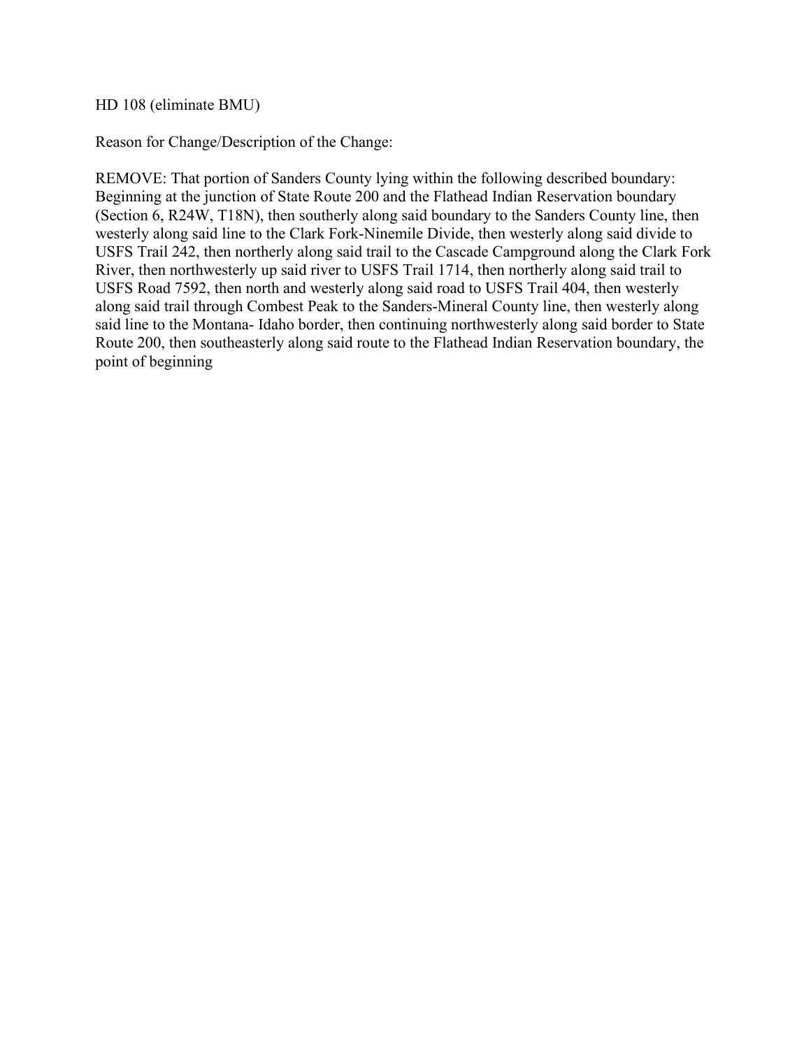HD 108 (eliminate BMU)

Reason for Change/Description of the Change:

REMOVE: That portion of Sanders County lying within the following described boundary: Beginning at the junction of State Route 200 and the Flathead Indian Reservation boundary (Section 6, R24W, T18N), then southerly along said boundary to the Sanders County line, then westerly along said line to the Clark Fork-Ninemile Divide, then westerly along said divide to USFS Trail 242, then northerly along said trail to the Cascade Campground along the Clark Fork River, then northwesterly up said river to USFS Trail 1714, then northerly along said trail to USFS Road 7592, then north and westerly along said road to USFS Trail 404, then westerly along said trail through Combest Peak to the Sanders-Mineral County line, then westerly along said line to the Montana- Idaho border, then continuing northwesterly along said border to State Route 200, then southeasterly along said route to the Flathead Indian Reservation boundary, the point of beginning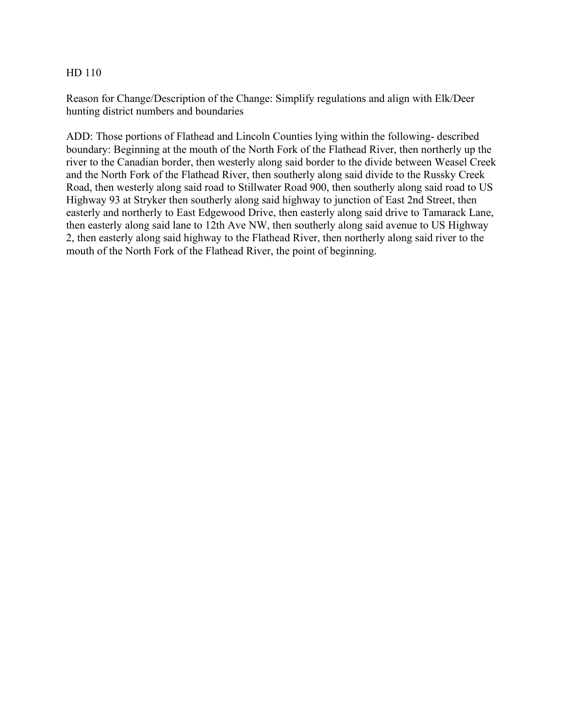HD 110

Reason for Change/Description of the Change: Simplify regulations and align with Elk/Deer hunting district numbers and boundaries

ADD: Those portions of Flathead and Lincoln Counties lying within the following- described boundary: Beginning at the mouth of the North Fork of the Flathead River, then northerly up the river to the Canadian border, then westerly along said border to the divide between Weasel Creek and the North Fork of the Flathead River, then southerly along said divide to the Russky Creek Road, then westerly along said road to Stillwater Road 900, then southerly along said road to US Highway 93 at Stryker then southerly along said highway to junction of East 2nd Street, then easterly and northerly to East Edgewood Drive, then easterly along said drive to Tamarack Lane, then easterly along said lane to 12th Ave NW, then southerly along said avenue to US Highway 2, then easterly along said highway to the Flathead River, then northerly along said river to the mouth of the North Fork of the Flathead River, the point of beginning.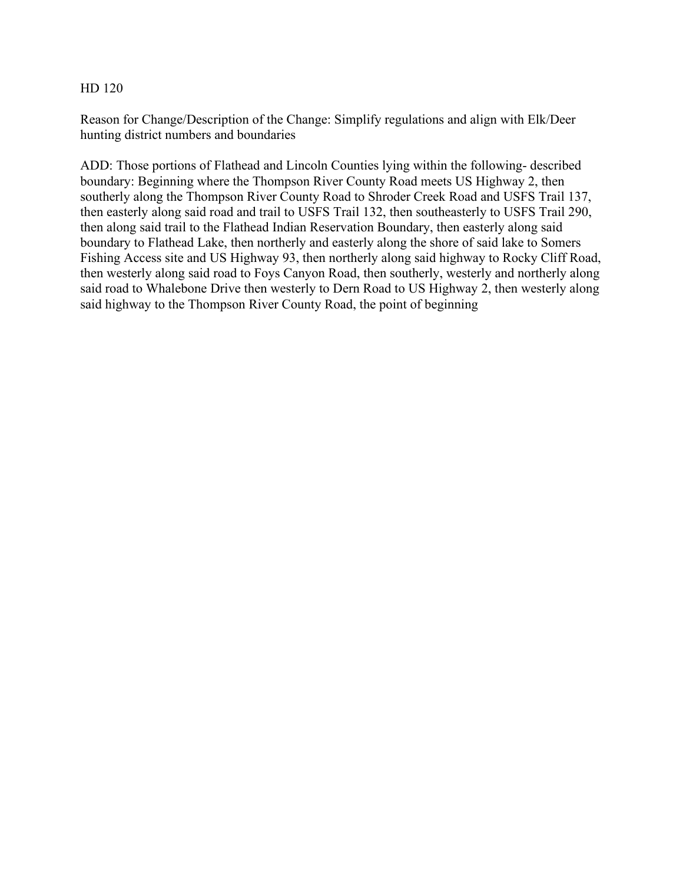HD 120

Reason for Change/Description of the Change: Simplify regulations and align with Elk/Deer hunting district numbers and boundaries

ADD: Those portions of Flathead and Lincoln Counties lying within the following- described boundary: Beginning where the Thompson River County Road meets US Highway 2, then southerly along the Thompson River County Road to Shroder Creek Road and USFS Trail 137, then easterly along said road and trail to USFS Trail 132, then southeasterly to USFS Trail 290, then along said trail to the Flathead Indian Reservation Boundary, then easterly along said boundary to Flathead Lake, then northerly and easterly along the shore of said lake to Somers Fishing Access site and US Highway 93, then northerly along said highway to Rocky Cliff Road, then westerly along said road to Foys Canyon Road, then southerly, westerly and northerly along said road to Whalebone Drive then westerly to Dern Road to US Highway 2, then westerly along said highway to the Thompson River County Road, the point of beginning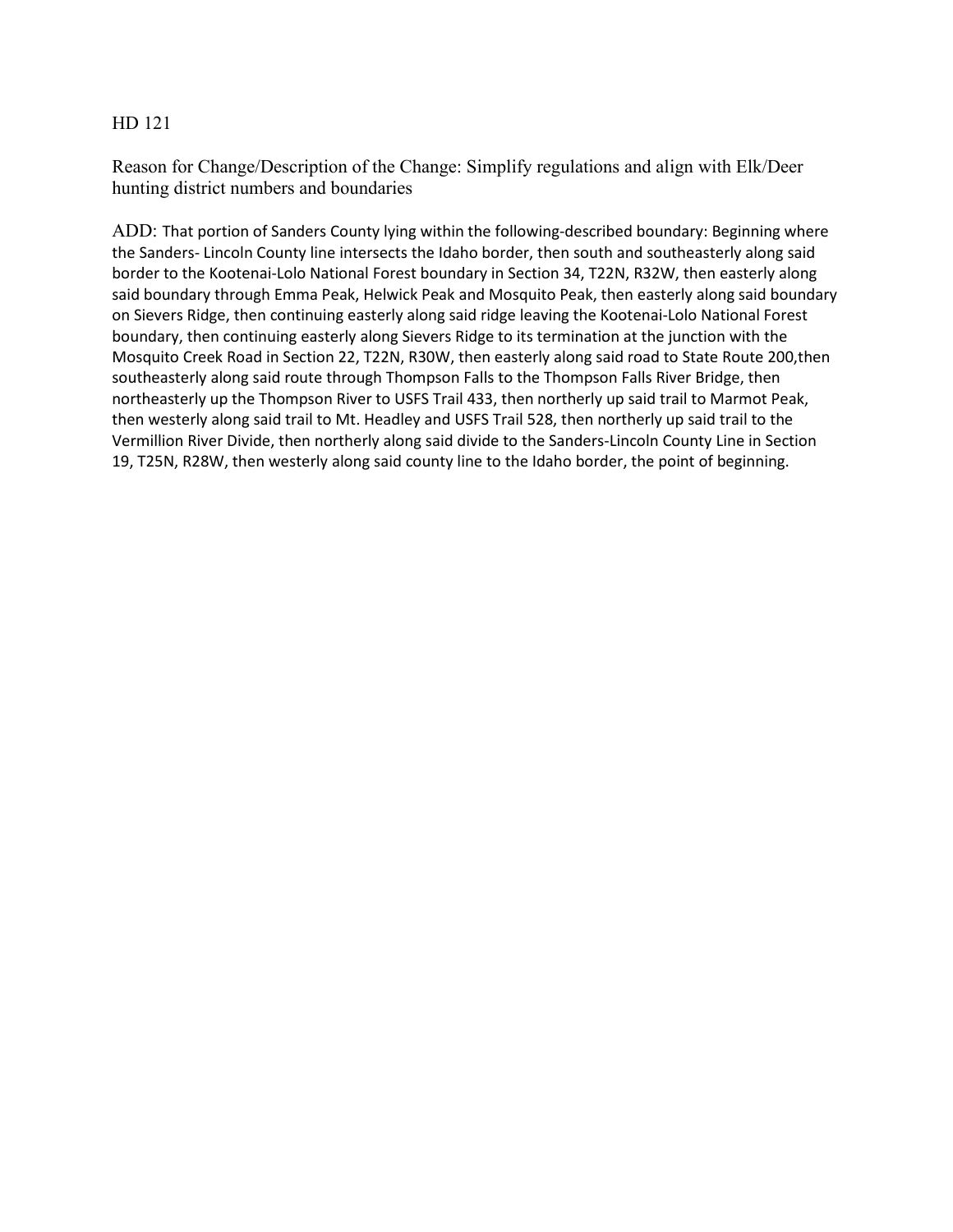HD 121

Reason for Change/Description of the Change: Simplify regulations and align with Elk/Deer hunting district numbers and boundaries

ADD: That portion of Sanders County lying within the following-described boundary: Beginning where the Sanders- Lincoln County line intersects the Idaho border, then south and southeasterly along said border to the Kootenai-Lolo National Forest boundary in Section 34, T22N, R32W, then easterly along said boundary through Emma Peak, Helwick Peak and Mosquito Peak, then easterly along said boundary on Sievers Ridge, then continuing easterly along said ridge leaving the Kootenai-Lolo National Forest boundary, then continuing easterly along Sievers Ridge to its termination at the junction with the Mosquito Creek Road in Section 22, T22N, R30W, then easterly along said road to State Route 200,then southeasterly along said route through Thompson Falls to the Thompson Falls River Bridge, then northeasterly up the Thompson River to USFS Trail 433, then northerly up said trail to Marmot Peak, then westerly along said trail to Mt. Headley and USFS Trail 528, then northerly up said trail to the Vermillion River Divide, then northerly along said divide to the Sanders-Lincoln County Line in Section 19, T25N, R28W, then westerly along said county line to the Idaho border, the point of beginning.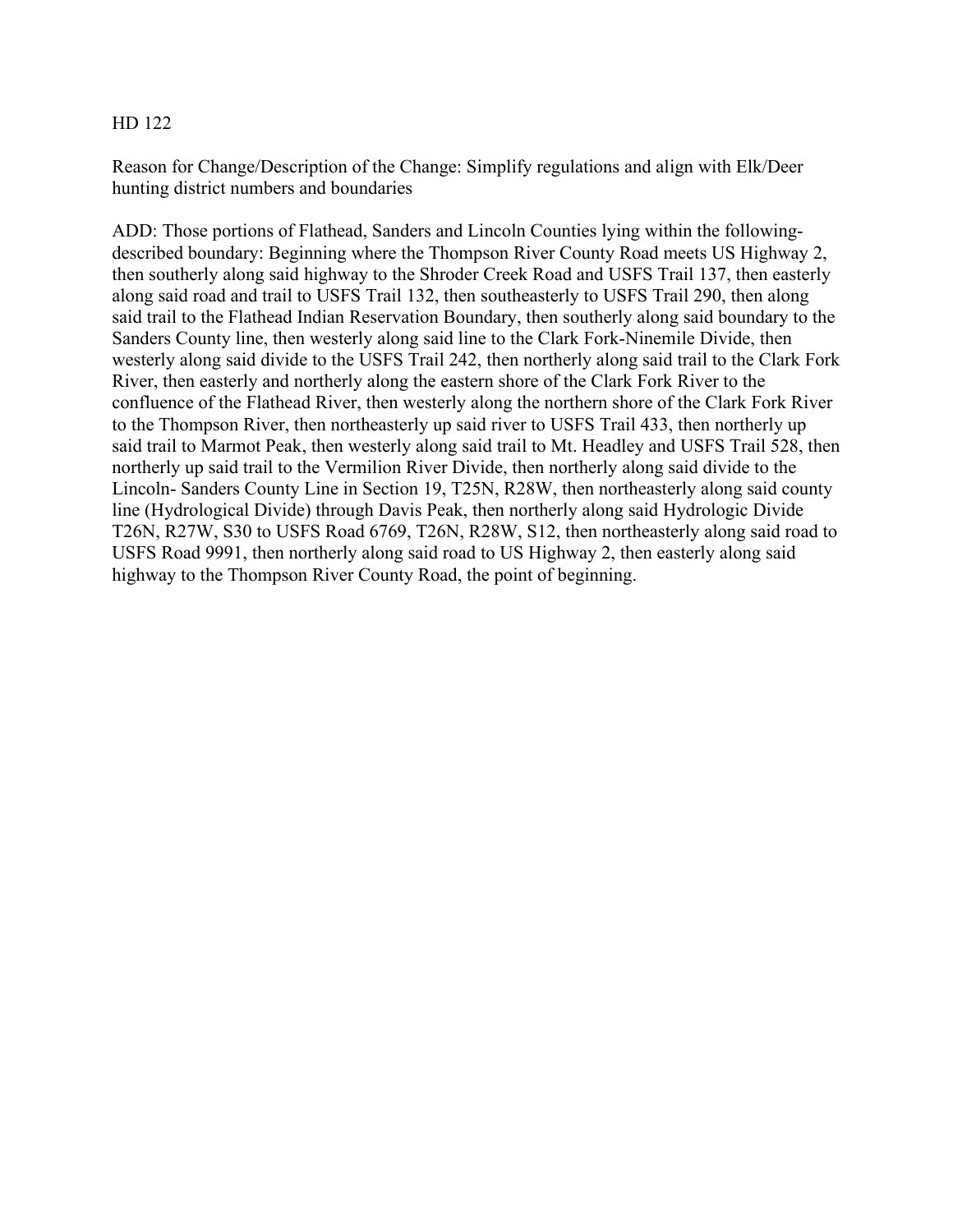HD 122

Reason for Change/Description of the Change: Simplify regulations and align with Elk/Deer hunting district numbers and boundaries

ADD: Those portions of Flathead, Sanders and Lincoln Counties lying within the following-described boundary: Beginning where the Thompson River County Road meets US Highway 2, then southerly along said highway to the Shroder Creek Road and USFS Trail 137, then easterly along said road and trail to USFS Trail 132, then southeasterly to USFS Trail 290, then along said trail to the Flathead Indian Reservation Boundary, then southerly along said boundary to the Sanders County line, then westerly along said line to the Clark Fork-Ninemile Divide, then westerly along said divide to the USFS Trail 242, then northerly along said trail to the Clark Fork River, then easterly and northerly along the eastern shore of the Clark Fork River to the confluence of the Flathead River, then westerly along the northern shore of the Clark Fork River to the Thompson River, then northeasterly up said river to USFS Trail 433, then northerly up said trail to Marmot Peak, then westerly along said trail to Mt. Headley and USFS Trail 528, then northerly up said trail to the Vermilion River Divide, then northerly along said divide to the Lincoln- Sanders County Line in Section 19, T25N, R28W, then northeasterly along said county line (Hydrological Divide) through Davis Peak, then northerly along said Hydrologic Divide T26N, R27W, S30 to USFS Road 6769, T26N, R28W, S12, then northeasterly along said road to USFS Road 9991, then northerly along said road to US Highway 2, then easterly along said highway to the Thompson River County Road, the point of beginning.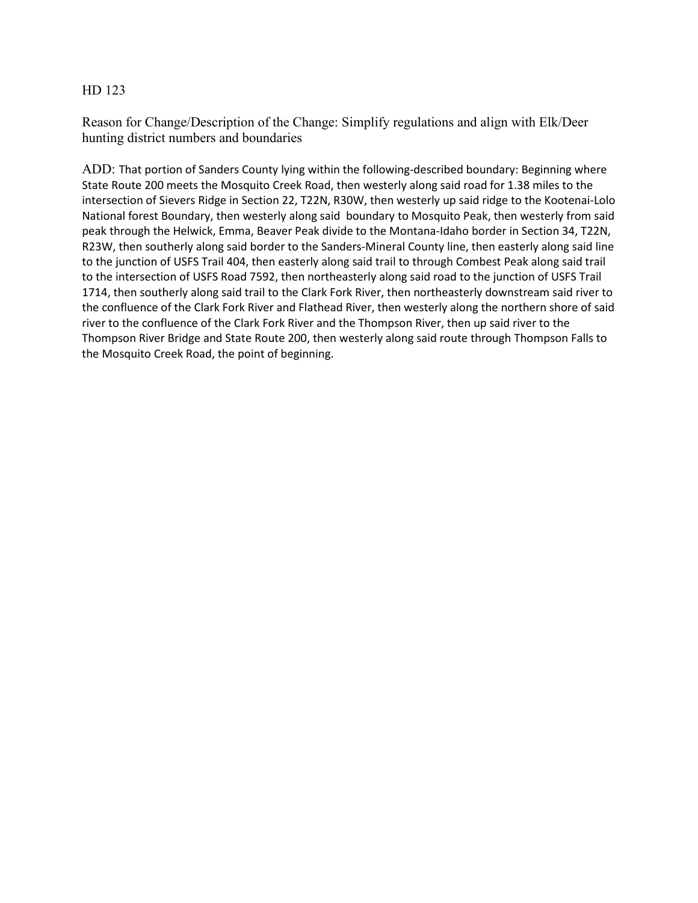HD 123

Reason for Change/Description of the Change: Simplify regulations and align with Elk/Deer hunting district numbers and boundaries

ADD: That portion of Sanders County lying within the following-described boundary: Beginning where State Route 200 meets the Mosquito Creek Road, then westerly along said road for 1.38 miles to the intersection of Sievers Ridge in Section 22, T22N, R30W, then westerly up said ridge to the Kootenai-Lolo National forest Boundary, then westerly along said boundary to Mosquito Peak, then westerly from said peak through the Helwick, Emma, Beaver Peak divide to the Montana-Idaho border in Section 34, T22N, R23W, then southerly along said border to the Sanders-Mineral County line, then easterly along said line to the junction of USFS Trail 404, then easterly along said trail to through Combest Peak along said trail to the intersection of USFS Road 7592, then northeasterly along said road to the junction of USFS Trail 1714, then southerly along said trail to the Clark Fork River, then northeasterly downstream said river to the confluence of the Clark Fork River and Flathead River, then westerly along the northern shore of said river to the confluence of the Clark Fork River and the Thompson River, then up said river to the Thompson River Bridge and State Route 200, then westerly along said route through Thompson Falls to the Mosquito Creek Road, the point of beginning.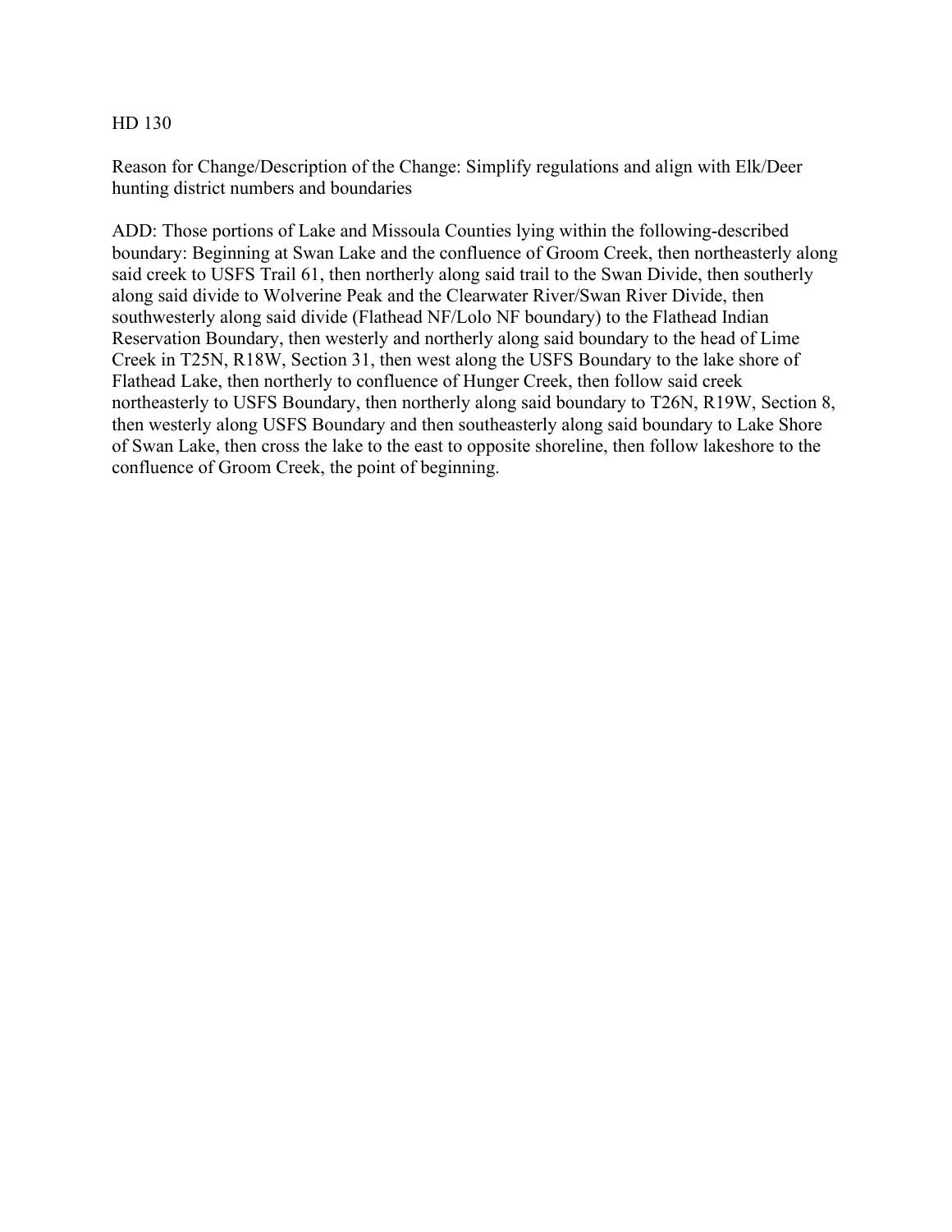HD 130

Reason for Change/Description of the Change: Simplify regulations and align with Elk/Deer hunting district numbers and boundaries

ADD: Those portions of Lake and Missoula Counties lying within the following-described boundary: Beginning at Swan Lake and the confluence of Groom Creek, then northeasterly along said creek to USFS Trail 61, then northerly along said trail to the Swan Divide, then southerly along said divide to Wolverine Peak and the Clearwater River/Swan River Divide, then southwesterly along said divide (Flathead NF/Lolo NF boundary) to the Flathead Indian Reservation Boundary, then westerly and northerly along said boundary to the head of Lime Creek in T25N, R18W, Section 31, then west along the USFS Boundary to the lake shore of Flathead Lake, then northerly to confluence of Hunger Creek, then follow said creek northeasterly to USFS Boundary, then northerly along said boundary to T26N, R19W, Section 8, then westerly along USFS Boundary and then southeasterly along said boundary to Lake Shore of Swan Lake, then cross the lake to the east to opposite shoreline, then follow lakeshore to the confluence of Groom Creek, the point of beginning.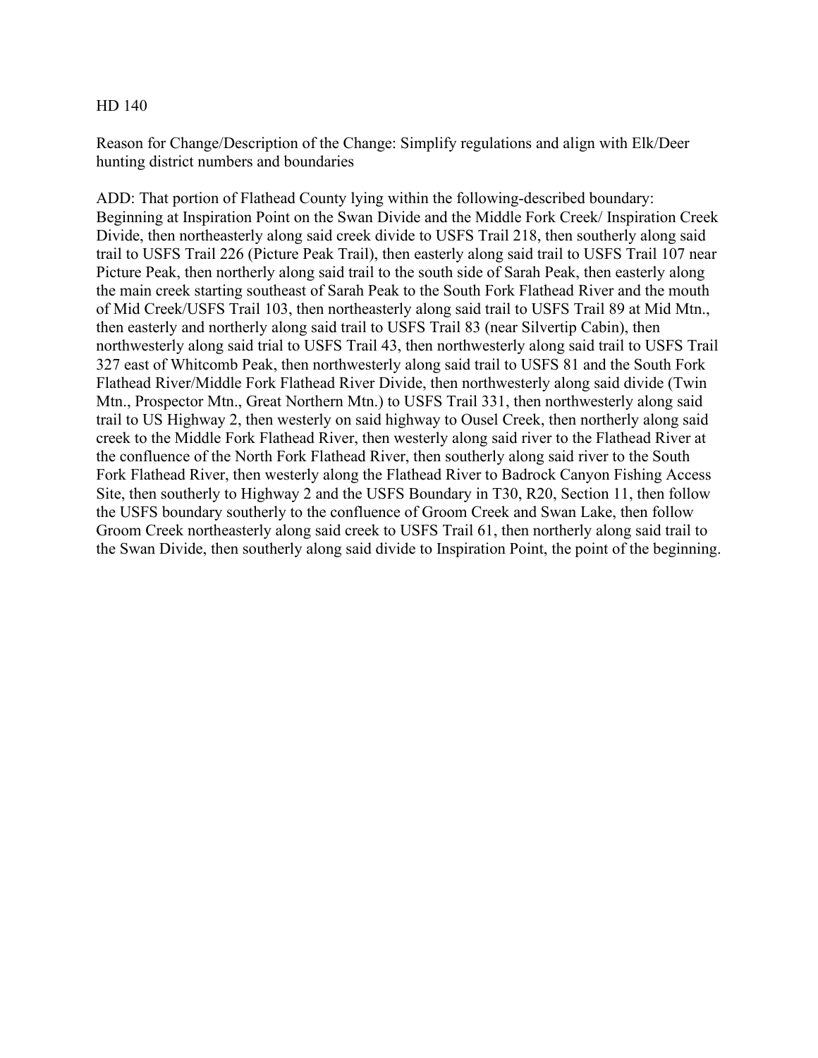HD 140

Reason for Change/Description of the Change: Simplify regulations and align with Elk/Deer hunting district numbers and boundaries

ADD: That portion of Flathead County lying within the following-described boundary: Beginning at Inspiration Point on the Swan Divide and the Middle Fork Creek/ Inspiration Creek Divide, then northeasterly along said creek divide to USFS Trail 218, then southerly along said trail to USFS Trail 226 (Picture Peak Trail), then easterly along said trail to USFS Trail 107 near Picture Peak, then northerly along said trail to the south side of Sarah Peak, then easterly along the main creek starting southeast of Sarah Peak to the South Fork Flathead River and the mouth of Mid Creek/USFS Trail 103, then northeasterly along said trail to USFS Trail 89 at Mid Mtn., then easterly and northerly along said trail to USFS Trail 83 (near Silvertip Cabin), then northwesterly along said trial to USFS Trail 43, then northwesterly along said trail to USFS Trail 327 east of Whitcomb Peak, then northwesterly along said trail to USFS 81 and the South Fork Flathead River/Middle Fork Flathead River Divide, then northwesterly along said divide (Twin Mtn., Prospector Mtn., Great Northern Mtn.) to USFS Trail 331, then northwesterly along said trail to US Highway 2, then westerly on said highway to Ousel Creek, then northerly along said creek to the Middle Fork Flathead River, then westerly along said river to the Flathead River at the confluence of the North Fork Flathead River, then southerly along said river to the South Fork Flathead River, then westerly along the Flathead River to Badrock Canyon Fishing Access Site, then southerly to Highway 2 and the USFS Boundary in T30, R20, Section 11, then follow the USFS boundary southerly to the confluence of Groom Creek and Swan Lake, then follow Groom Creek northeasterly along said creek to USFS Trail 61, then northerly along said trail to the Swan Divide, then southerly along said divide to Inspiration Point, the point of the beginning.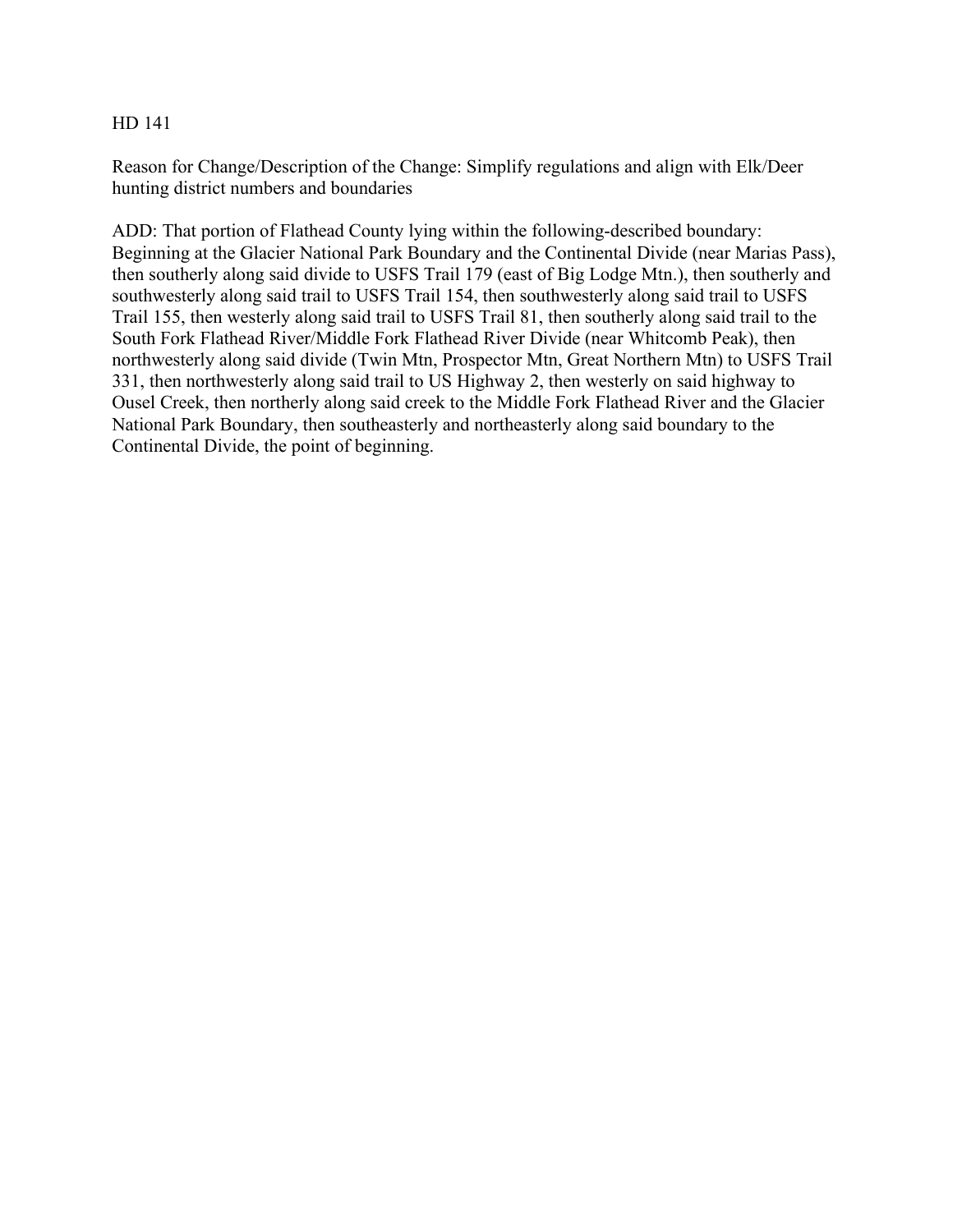HD 141

Reason for Change/Description of the Change: Simplify regulations and align with Elk/Deer hunting district numbers and boundaries

ADD: That portion of Flathead County lying within the following-described boundary: Beginning at the Glacier National Park Boundary and the Continental Divide (near Marias Pass), then southerly along said divide to USFS Trail 179 (east of Big Lodge Mtn.), then southerly and southwesterly along said trail to USFS Trail 154, then southwesterly along said trail to USFS Trail 155, then westerly along said trail to USFS Trail 81, then southerly along said trail to the South Fork Flathead River/Middle Fork Flathead River Divide (near Whitcomb Peak), then northwesterly along said divide (Twin Mtn, Prospector Mtn, Great Northern Mtn) to USFS Trail 331, then northwesterly along said trail to US Highway 2, then westerly on said highway to Ousel Creek, then northerly along said creek to the Middle Fork Flathead River and the Glacier National Park Boundary, then southeasterly and northeasterly along said boundary to the Continental Divide, the point of beginning.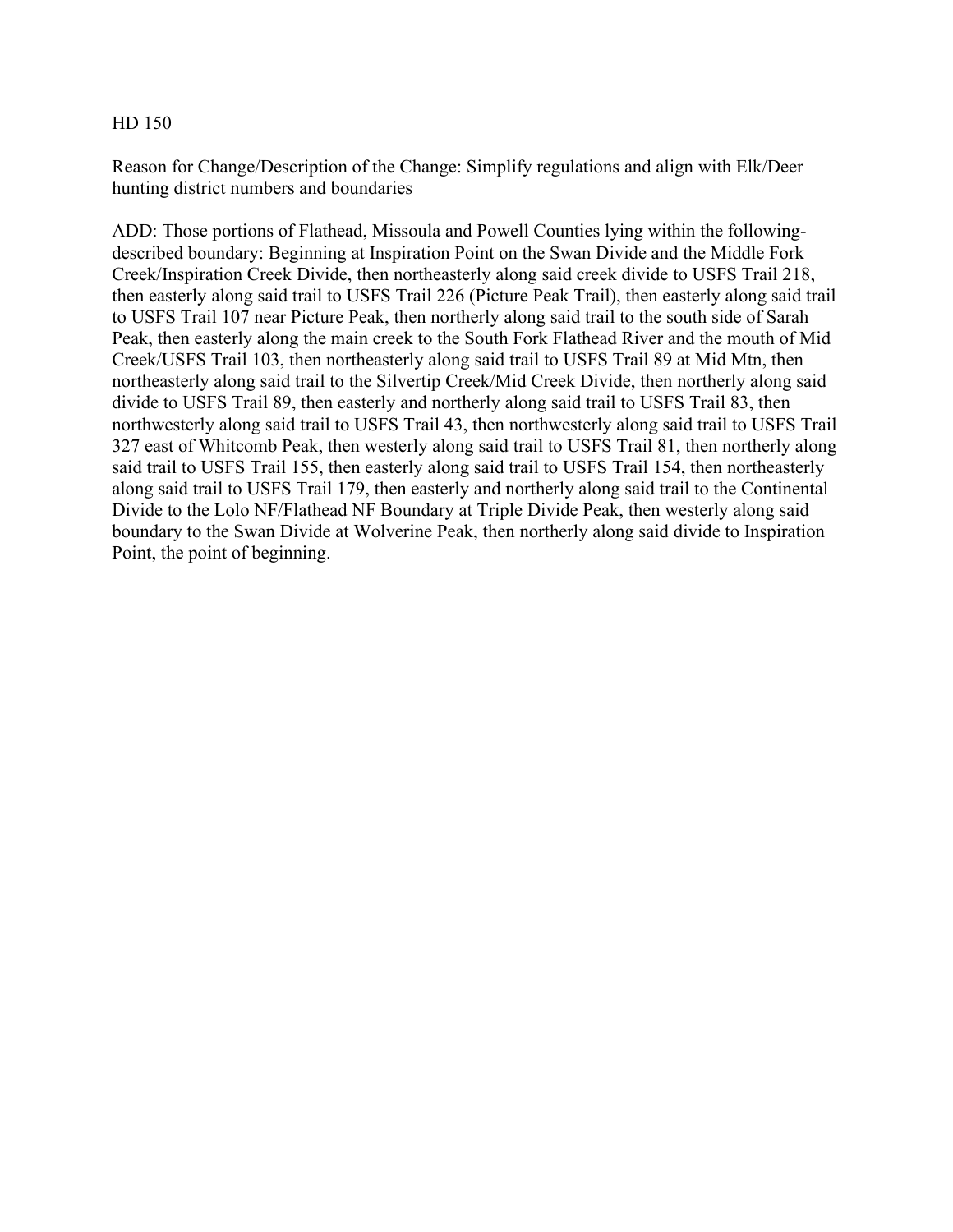HD 150

Reason for Change/Description of the Change: Simplify regulations and align with Elk/Deer hunting district numbers and boundaries

ADD: Those portions of Flathead, Missoula and Powell Counties lying within the following-described boundary: Beginning at Inspiration Point on the Swan Divide and the Middle Fork Creek/Inspiration Creek Divide, then northeasterly along said creek divide to USFS Trail 218, then easterly along said trail to USFS Trail 226 (Picture Peak Trail), then easterly along said trail to USFS Trail 107 near Picture Peak, then northerly along said trail to the south side of Sarah Peak, then easterly along the main creek to the South Fork Flathead River and the mouth of Mid Creek/USFS Trail 103, then northeasterly along said trail to USFS Trail 89 at Mid Mtn, then northeasterly along said trail to the Silvertip Creek/Mid Creek Divide, then northerly along said divide to USFS Trail 89, then easterly and northerly along said trail to USFS Trail 83, then northwesterly along said trail to USFS Trail 43, then northwesterly along said trail to USFS Trail 327 east of Whitcomb Peak, then westerly along said trail to USFS Trail 81, then northerly along said trail to USFS Trail 155, then easterly along said trail to USFS Trail 154, then northeasterly along said trail to USFS Trail 179, then easterly and northerly along said trail to the Continental Divide to the Lolo NF/Flathead NF Boundary at Triple Divide Peak, then westerly along said boundary to the Swan Divide at Wolverine Peak, then northerly along said divide to Inspiration Point, the point of beginning.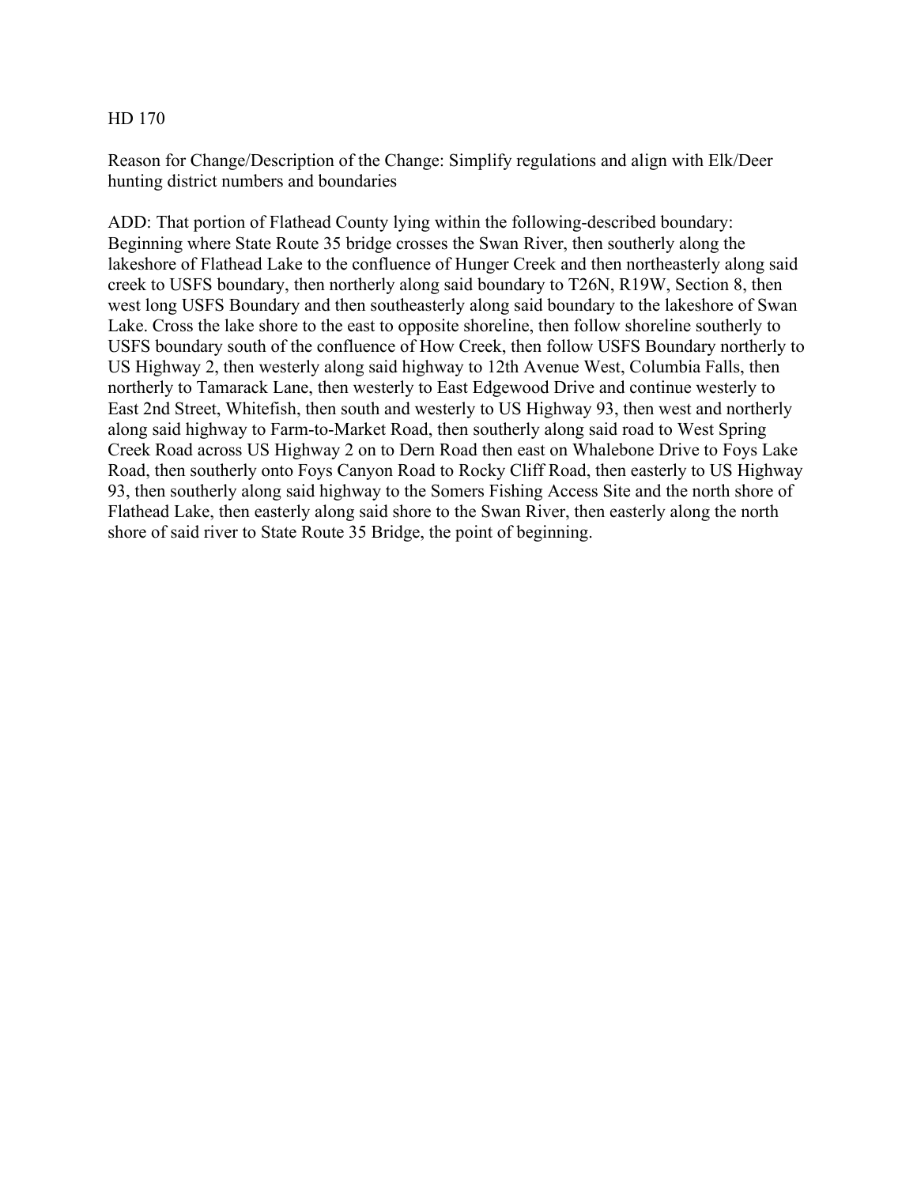HD 170

Reason for Change/Description of the Change: Simplify regulations and align with Elk/Deer hunting district numbers and boundaries

ADD: That portion of Flathead County lying within the following-described boundary: Beginning where State Route 35 bridge crosses the Swan River, then southerly along the lakeshore of Flathead Lake to the confluence of Hunger Creek and then northeasterly along said creek to USFS boundary, then northerly along said boundary to T26N, R19W, Section 8, then west long USFS Boundary and then southeasterly along said boundary to the lakeshore of Swan Lake. Cross the lake shore to the east to opposite shoreline, then follow shoreline southerly to USFS boundary south of the confluence of How Creek, then follow USFS Boundary northerly to US Highway 2, then westerly along said highway to 12th Avenue West, Columbia Falls, then northerly to Tamarack Lane, then westerly to East Edgewood Drive and continue westerly to East 2nd Street, Whitefish, then south and westerly to US Highway 93, then west and northerly along said highway to Farm-to-Market Road, then southerly along said road to West Spring Creek Road across US Highway 2 on to Dern Road then east on Whalebone Drive to Foys Lake Road, then southerly onto Foys Canyon Road to Rocky Cliff Road, then easterly to US Highway 93, then southerly along said highway to the Somers Fishing Access Site and the north shore of Flathead Lake, then easterly along said shore to the Swan River, then easterly along the north shore of said river to State Route 35 Bridge, the point of beginning.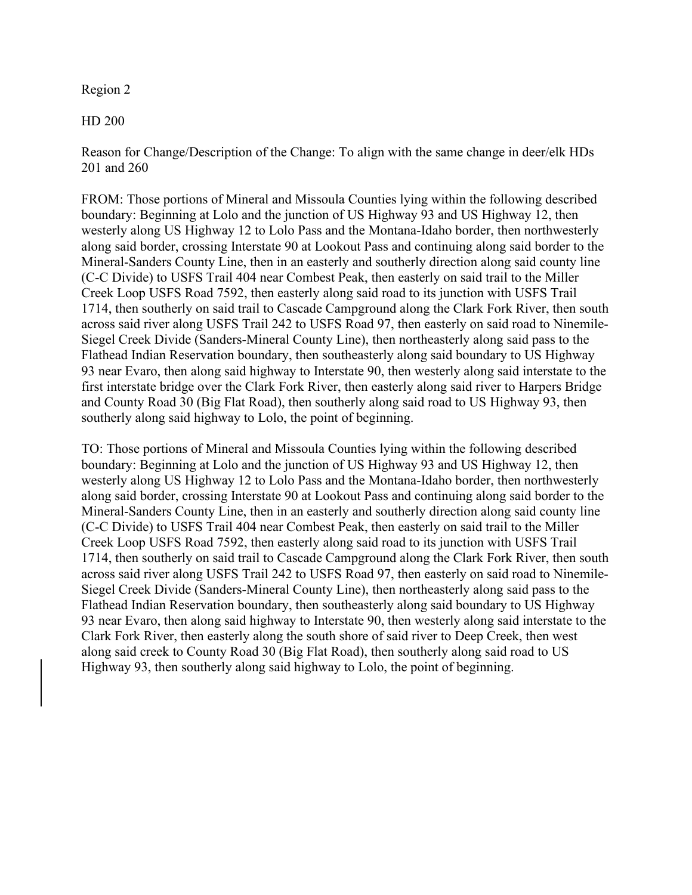Region 2

HD 200

Reason for Change/Description of the Change: To align with the same change in deer/elk HDs 201 and 260

FROM: Those portions of Mineral and Missoula Counties lying within the following described boundary: Beginning at Lolo and the junction of US Highway 93 and US Highway 12, then westerly along US Highway 12 to Lolo Pass and the Montana-Idaho border, then northwesterly along said border, crossing Interstate 90 at Lookout Pass and continuing along said border to the Mineral-Sanders County Line, then in an easterly and southerly direction along said county line (C-C Divide) to USFS Trail 404 near Combest Peak, then easterly on said trail to the Miller Creek Loop USFS Road 7592, then easterly along said road to its junction with USFS Trail 1714, then southerly on said trail to Cascade Campground along the Clark Fork River, then south across said river along USFS Trail 242 to USFS Road 97, then easterly on said road to Ninemile-Siegel Creek Divide (Sanders-Mineral County Line), then northeasterly along said pass to the Flathead Indian Reservation boundary, then southeasterly along said boundary to US Highway 93 near Evaro, then along said highway to Interstate 90, then westerly along said interstate to the first interstate bridge over the Clark Fork River, then easterly along said river to Harpers Bridge and County Road 30 (Big Flat Road), then southerly along said road to US Highway 93, then southerly along said highway to Lolo, the point of beginning.

TO: Those portions of Mineral and Missoula Counties lying within the following described boundary: Beginning at Lolo and the junction of US Highway 93 and US Highway 12, then westerly along US Highway 12 to Lolo Pass and the Montana-Idaho border, then northwesterly along said border, crossing Interstate 90 at Lookout Pass and continuing along said border to the Mineral-Sanders County Line, then in an easterly and southerly direction along said county line (C-C Divide) to USFS Trail 404 near Combest Peak, then easterly on said trail to the Miller Creek Loop USFS Road 7592, then easterly along said road to its junction with USFS Trail 1714, then southerly on said trail to Cascade Campground along the Clark Fork River, then south across said river along USFS Trail 242 to USFS Road 97, then easterly on said road to Ninemile-Siegel Creek Divide (Sanders-Mineral County Line), then northeasterly along said pass to the Flathead Indian Reservation boundary, then southeasterly along said boundary to US Highway 93 near Evaro, then along said highway to Interstate 90, then westerly along said interstate to the Clark Fork River, then easterly along the south shore of said river to Deep Creek, then west along said creek to County Road 30 (Big Flat Road), then southerly along said road to US Highway 93, then southerly along said highway to Lolo, the point of beginning.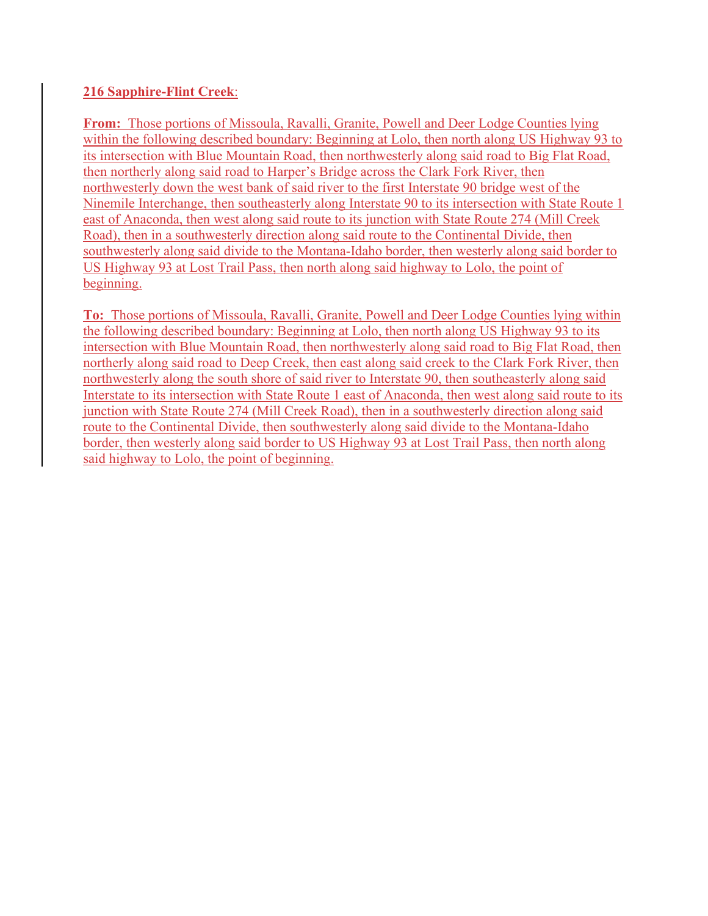**216 Sapphire-Flint Creek**:

**From:** Those portions of Missoula, Ravalli, Granite, Powell and Deer Lodge Counties lying within the following described boundary: Beginning at Lolo, then north along US Highway 93 to its intersection with Blue Mountain Road, then northwesterly along said road to Big Flat Road, then northerly along said road to Harper's Bridge across the Clark Fork River, then northwesterly down the west bank of said river to the first Interstate 90 bridge west of the Ninemile Interchange, then southeasterly along Interstate 90 to its intersection with State Route 1 east of Anaconda, then west along said route to its junction with State Route 274 (Mill Creek Road), then in a southwesterly direction along said route to the Continental Divide, then southwesterly along said divide to the Montana-Idaho border, then westerly along said border to US Highway 93 at Lost Trail Pass, then north along said highway to Lolo, the point of beginning.

**To:** Those portions of Missoula, Ravalli, Granite, Powell and Deer Lodge Counties lying within the following described boundary: Beginning at Lolo, then north along US Highway 93 to its intersection with Blue Mountain Road, then northwesterly along said road to Big Flat Road, then northerly along said road to Deep Creek, then east along said creek to the Clark Fork River, then northwesterly along the south shore of said river to Interstate 90, then southeasterly along said Interstate to its intersection with State Route 1 east of Anaconda, then west along said route to its junction with State Route 274 (Mill Creek Road), then in a southwesterly direction along said route to the Continental Divide, then southwesterly along said divide to the Montana-Idaho border, then westerly along said border to US Highway 93 at Lost Trail Pass, then north along said highway to Lolo, the point of beginning.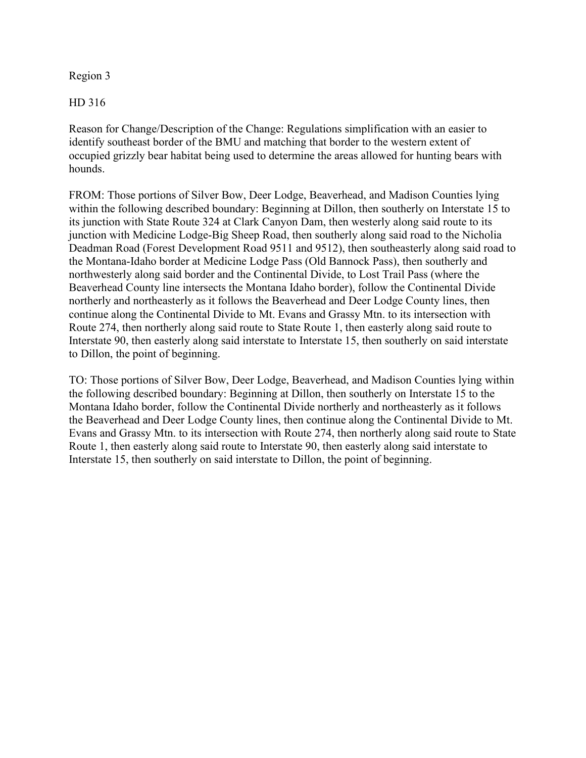Region 3

HD 316

Reason for Change/Description of the Change: Regulations simplification with an easier to identify southeast border of the BMU and matching that border to the western extent of occupied grizzly bear habitat being used to determine the areas allowed for hunting bears with hounds.

FROM: Those portions of Silver Bow, Deer Lodge, Beaverhead, and Madison Counties lying within the following described boundary: Beginning at Dillon, then southerly on Interstate 15 to its junction with State Route 324 at Clark Canyon Dam, then westerly along said route to its junction with Medicine Lodge-Big Sheep Road, then southerly along said road to the Nicholia Deadman Road (Forest Development Road 9511 and 9512), then southeasterly along said road to the Montana-Idaho border at Medicine Lodge Pass (Old Bannock Pass), then southerly and northwesterly along said border and the Continental Divide, to Lost Trail Pass (where the Beaverhead County line intersects the Montana Idaho border), follow the Continental Divide northerly and northeasterly as it follows the Beaverhead and Deer Lodge County lines, then continue along the Continental Divide to Mt. Evans and Grassy Mtn. to its intersection with Route 274, then northerly along said route to State Route 1, then easterly along said route to Interstate 90, then easterly along said interstate to Interstate 15, then southerly on said interstate to Dillon, the point of beginning.

TO: Those portions of Silver Bow, Deer Lodge, Beaverhead, and Madison Counties lying within the following described boundary: Beginning at Dillon, then southerly on Interstate 15 to the Montana Idaho border, follow the Continental Divide northerly and northeasterly as it follows the Beaverhead and Deer Lodge County lines, then continue along the Continental Divide to Mt. Evans and Grassy Mtn. to its intersection with Route 274, then northerly along said route to State Route 1, then easterly along said route to Interstate 90, then easterly along said interstate to Interstate 15, then southerly on said interstate to Dillon, the point of beginning.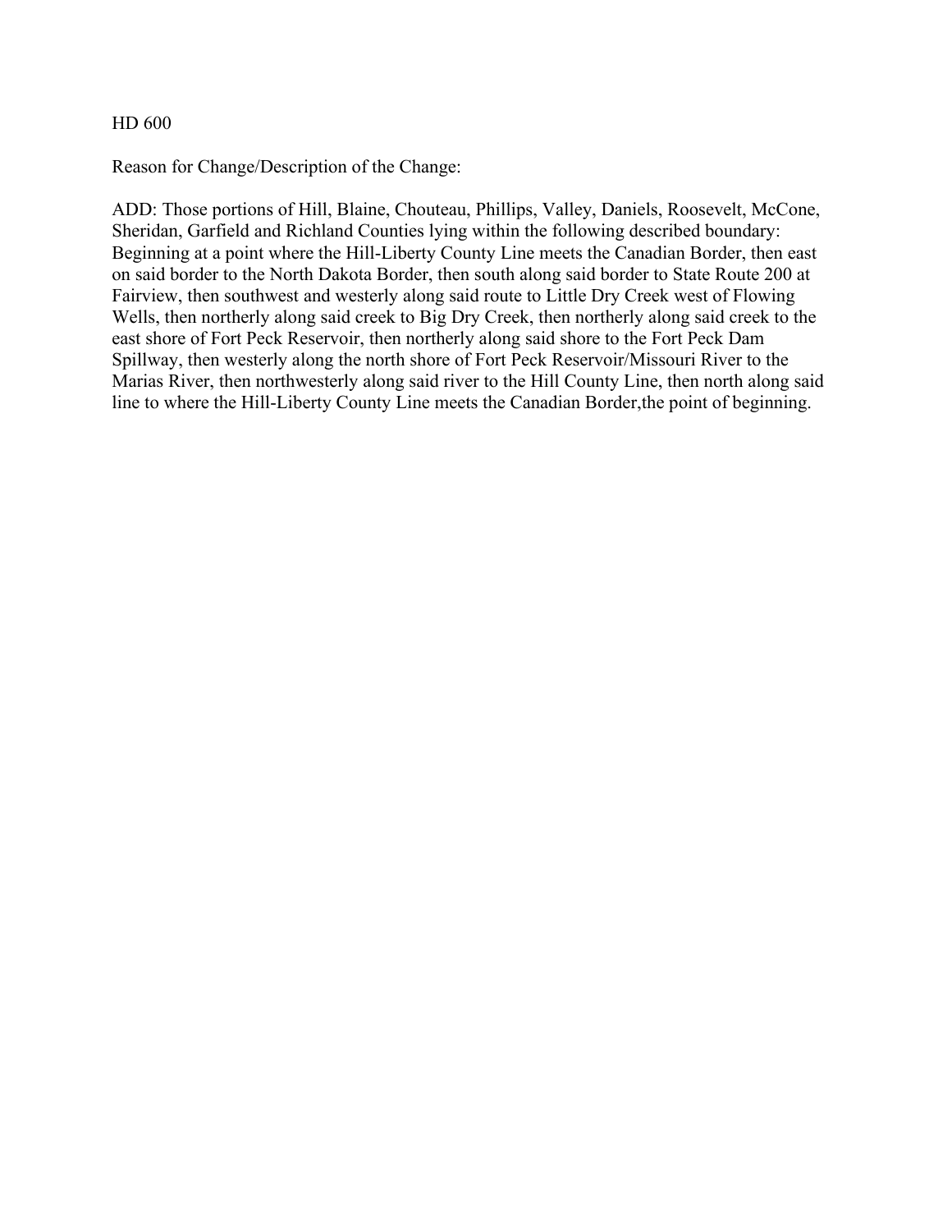HD 600

Reason for Change/Description of the Change:

ADD: Those portions of Hill, Blaine, Chouteau, Phillips, Valley, Daniels, Roosevelt, McCone, Sheridan, Garfield and Richland Counties lying within the following described boundary: Beginning at a point where the Hill-Liberty County Line meets the Canadian Border, then east on said border to the North Dakota Border, then south along said border to State Route 200 at Fairview, then southwest and westerly along said route to Little Dry Creek west of Flowing Wells, then northerly along said creek to Big Dry Creek, then northerly along said creek to the east shore of Fort Peck Reservoir, then northerly along said shore to the Fort Peck Dam Spillway, then westerly along the north shore of Fort Peck Reservoir/Missouri River to the Marias River, then northwesterly along said river to the Hill County Line, then north along said line to where the Hill-Liberty County Line meets the Canadian Border,the point of beginning.